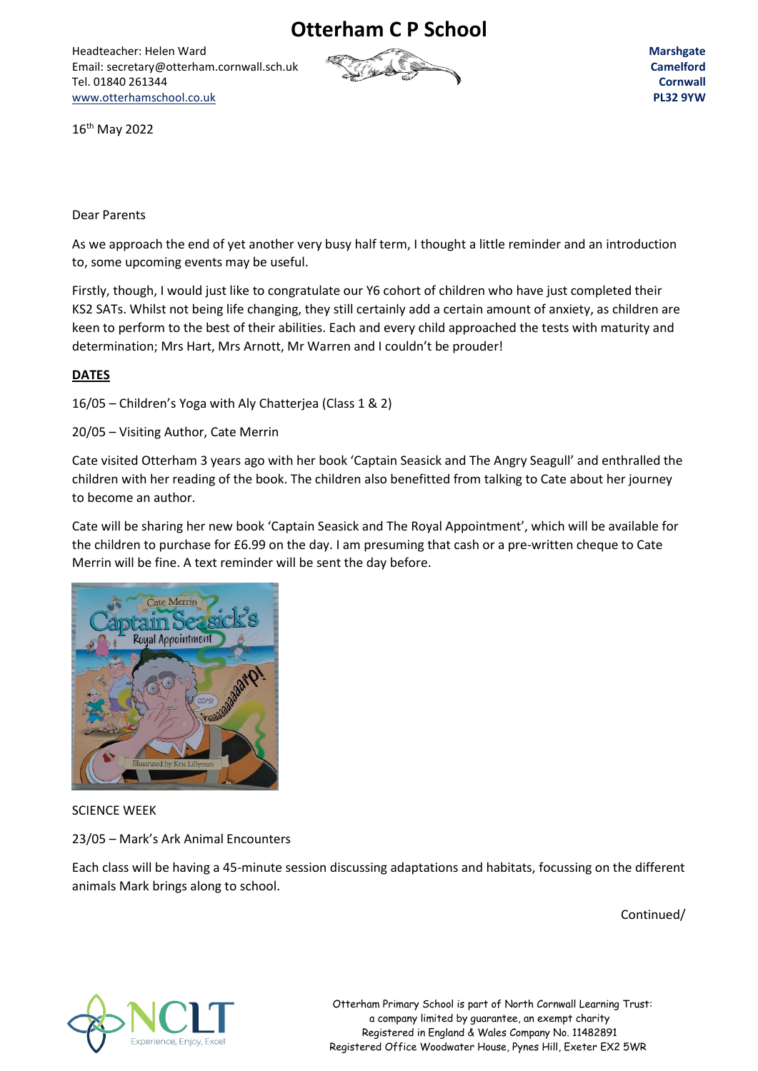# Otterham C P School

Headteacher: Helen Ward
Email: secretary@otterham.cornwall.sch.uk
Tel. 01840 261344
www.otterhamschool.co.uk

**Marshgate**
**Camelford**
**Cornwall**
**PL32 9YW**

16th May 2022

Dear Parents

As we approach the end of yet another very busy half term, I thought a little reminder and an introduction to, some upcoming events may be useful.

Firstly, though, I would just like to congratulate our Y6 cohort of children who have just completed their KS2 SATs. Whilst not being life changing, they still certainly add a certain amount of anxiety, as children are keen to perform to the best of their abilities. Each and every child approached the tests with maturity and determination; Mrs Hart, Mrs Arnott, Mr Warren and I couldn't be prouder!

**DATES**

16/05 – Children's Yoga with Aly Chatterjea (Class 1 & 2)

20/05 – Visiting Author, Cate Merrin

Cate visited Otterham 3 years ago with her book 'Captain Seasick and The Angry Seagull' and enthralled the children with her reading of the book. The children also benefitted from talking to Cate about her journey to become an author.

Cate will be sharing her new book 'Captain Seasick and The Royal Appointment', which will be available for the children to purchase for £6.99 on the day. I am presuming that cash or a pre-written cheque to Cate Merrin will be fine. A text reminder will be sent the day before.

SCIENCE WEEK

23/05 – Mark's Ark Animal Encounters

Each class will be having a 45-minute session discussing adaptations and habitats, focussing on the different animals Mark brings along to school.

Continued/

Otterham Primary School is part of North Cornwall Learning Trust: a company limited by guarantee, an exempt charity
Registered in England & Wales Company No. 11482891
Registered Office Woodwater House, Pynes Hill, Exeter EX2 5WR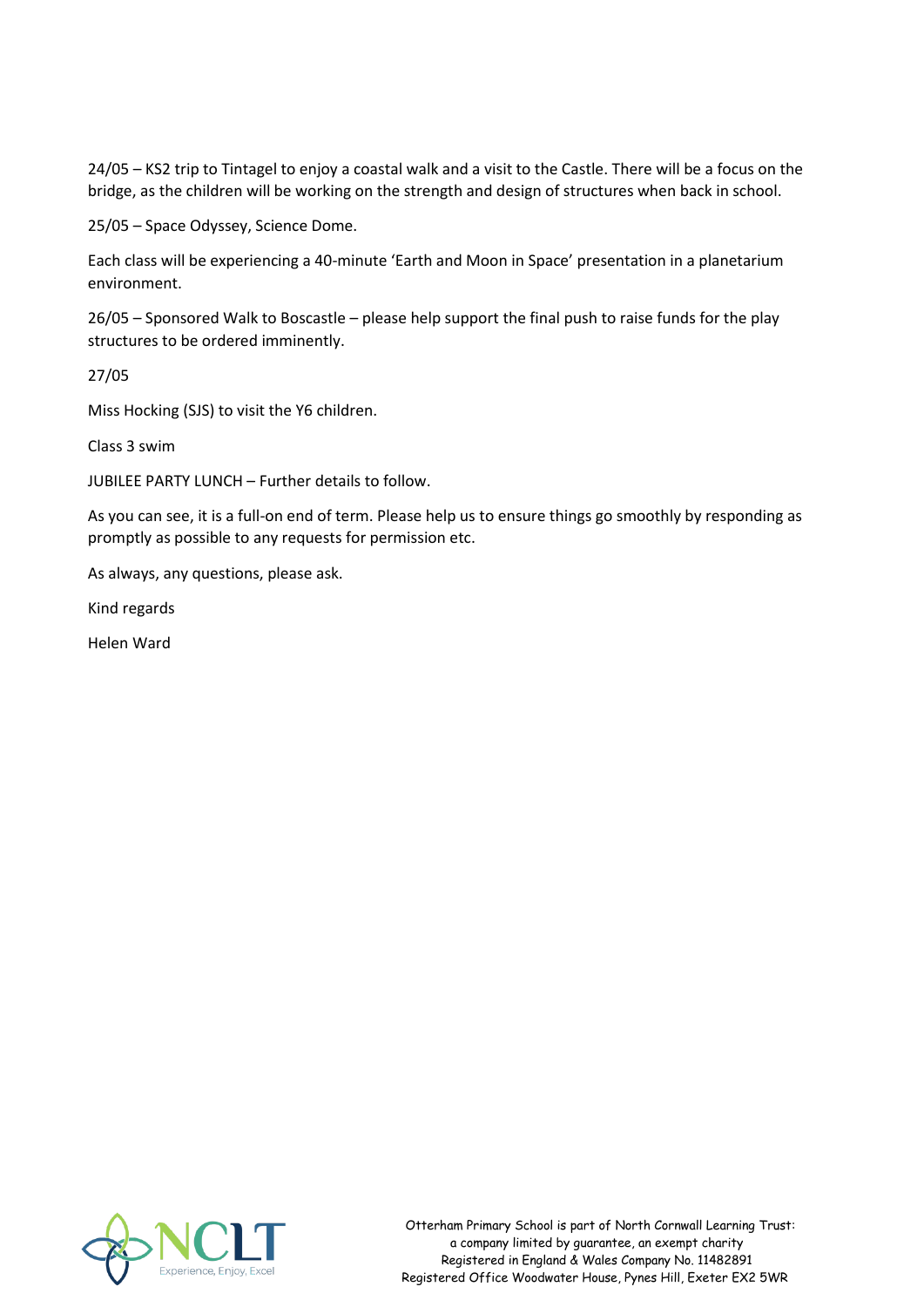24/05 – KS2 trip to Tintagel to enjoy a coastal walk and a visit to the Castle. There will be a focus on the bridge, as the children will be working on the strength and design of structures when back in school.

25/05 – Space Odyssey, Science Dome.

Each class will be experiencing a 40-minute 'Earth and Moon in Space' presentation in a planetarium environment.

26/05 – Sponsored Walk to Boscastle – please help support the final push to raise funds for the play structures to be ordered imminently.

27/05

Miss Hocking (SJS) to visit the Y6 children.

Class 3 swim

JUBILEE PARTY LUNCH – Further details to follow.

As you can see, it is a full-on end of term. Please help us to ensure things go smoothly by responding as promptly as possible to any requests for permission etc.

As always, any questions, please ask.

Kind regards

Helen Ward

NCLT
Experience, Enjoy, Excel

Otterham Primary School is part of North Cornwall Learning Trust:
a company limited by guarantee, an exempt charity
Registered in England & Wales Company No. 11482891
Registered Office Woodwater House, Pynes Hill, Exeter EX2 5WR